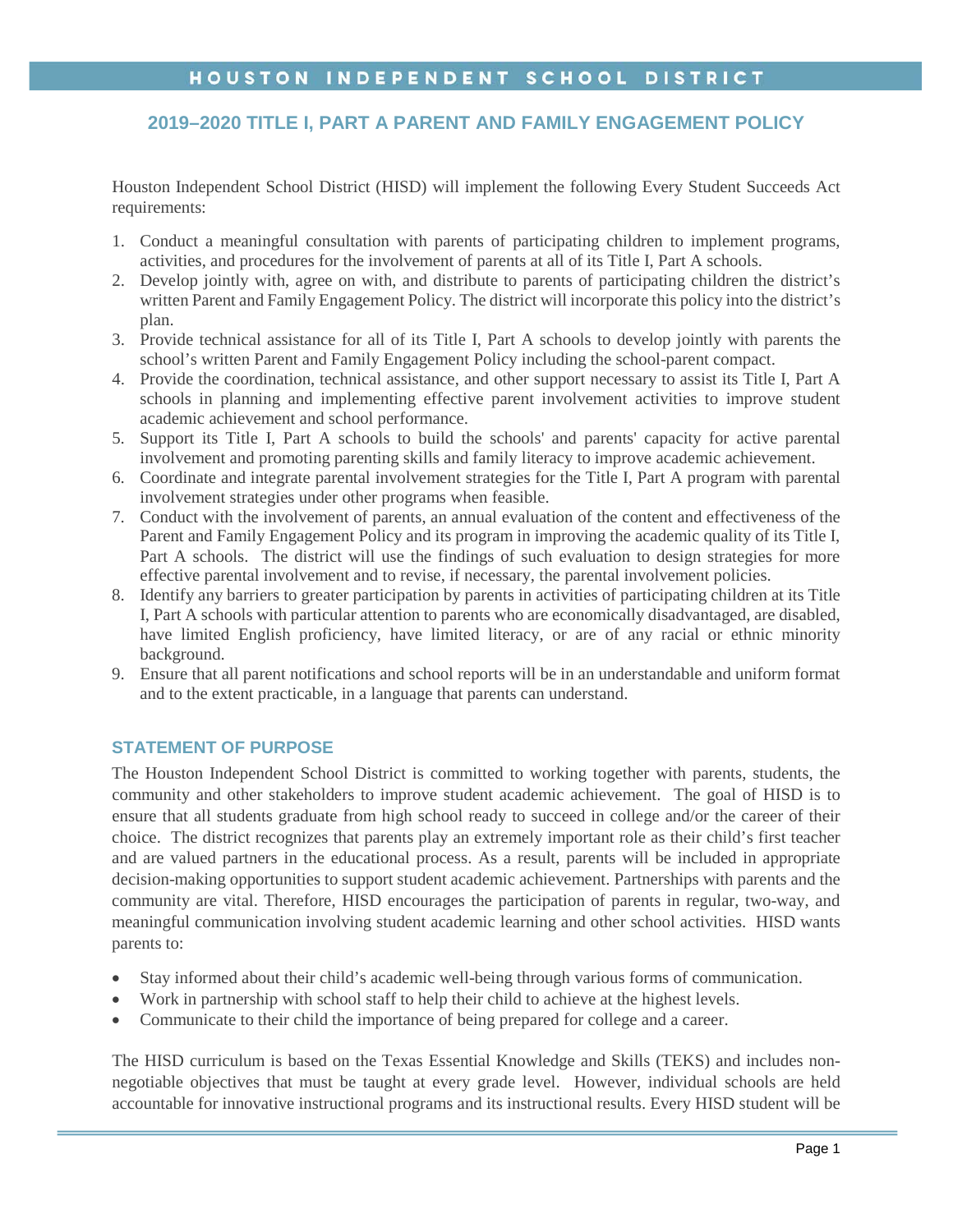# HOUSTON INDEPENDENT SCHOOL DISTRICT

## 2019–2020 TITLE I, PART A PARENT AND FAMILY ENGAGEMENT POLICY

Houston Independent School District (HISD) will implement the following Every Student Succeeds Act requirements:

1. Conduct a meaningful consultation with parents of participating children to implement programs, activities, and procedures for the involvement of parents at all of its Title I, Part A schools.
2. Develop jointly with, agree on with, and distribute to parents of participating children the district's written Parent and Family Engagement Policy. The district will incorporate this policy into the district's plan.
3. Provide technical assistance for all of its Title I, Part A schools to develop jointly with parents the school's written Parent and Family Engagement Policy including the school-parent compact.
4. Provide the coordination, technical assistance, and other support necessary to assist its Title I, Part A schools in planning and implementing effective parent involvement activities to improve student academic achievement and school performance.
5. Support its Title I, Part A schools to build the schools' and parents' capacity for active parental involvement and promoting parenting skills and family literacy to improve academic achievement.
6. Coordinate and integrate parental involvement strategies for the Title I, Part A program with parental involvement strategies under other programs when feasible.
7. Conduct with the involvement of parents, an annual evaluation of the content and effectiveness of the Parent and Family Engagement Policy and its program in improving the academic quality of its Title I, Part A schools. The district will use the findings of such evaluation to design strategies for more effective parental involvement and to revise, if necessary, the parental involvement policies.
8. Identify any barriers to greater participation by parents in activities of participating children at its Title I, Part A schools with particular attention to parents who are economically disadvantaged, are disabled, have limited English proficiency, have limited literacy, or are of any racial or ethnic minority background.
9. Ensure that all parent notifications and school reports will be in an understandable and uniform format and to the extent practicable, in a language that parents can understand.

### STATEMENT OF PURPOSE

The Houston Independent School District is committed to working together with parents, students, the community and other stakeholders to improve student academic achievement. The goal of HISD is to ensure that all students graduate from high school ready to succeed in college and/or the career of their choice. The district recognizes that parents play an extremely important role as their child's first teacher and are valued partners in the educational process. As a result, parents will be included in appropriate decision-making opportunities to support student academic achievement. Partnerships with parents and the community are vital. Therefore, HISD encourages the participation of parents in regular, two-way, and meaningful communication involving student academic learning and other school activities. HISD wants parents to:

- Stay informed about their child's academic well-being through various forms of communication.
- Work in partnership with school staff to help their child to achieve at the highest levels.
- Communicate to their child the importance of being prepared for college and a career.

The HISD curriculum is based on the Texas Essential Knowledge and Skills (TEKS) and includes non-negotiable objectives that must be taught at every grade level. However, individual schools are held accountable for innovative instructional programs and its instructional results. Every HISD student will be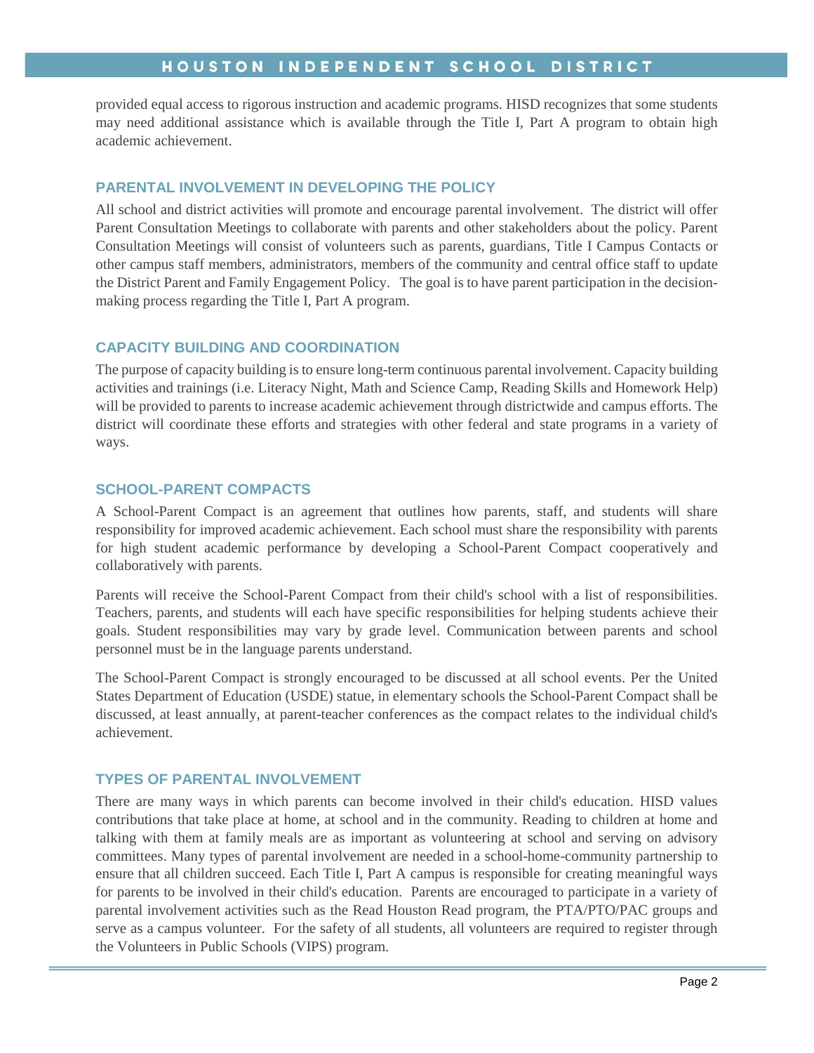provided equal access to rigorous instruction and academic programs. HISD recognizes that some students may need additional assistance which is available through the Title I, Part A program to obtain high academic achievement.

## PARENTAL INVOLVEMENT IN DEVELOPING THE POLICY

All school and district activities will promote and encourage parental involvement. The district will offer Parent Consultation Meetings to collaborate with parents and other stakeholders about the policy. Parent Consultation Meetings will consist of volunteers such as parents, guardians, Title I Campus Contacts or other campus staff members, administrators, members of the community and central office staff to update the District Parent and Family Engagement Policy. The goal is to have parent participation in the decision-making process regarding the Title I, Part A program.

## CAPACITY BUILDING AND COORDINATION

The purpose of capacity building is to ensure long-term continuous parental involvement. Capacity building activities and trainings (i.e. Literacy Night, Math and Science Camp, Reading Skills and Homework Help) will be provided to parents to increase academic achievement through districtwide and campus efforts. The district will coordinate these efforts and strategies with other federal and state programs in a variety of ways.

## SCHOOL-PARENT COMPACTS

A School-Parent Compact is an agreement that outlines how parents, staff, and students will share responsibility for improved academic achievement. Each school must share the responsibility with parents for high student academic performance by developing a School-Parent Compact cooperatively and collaboratively with parents.

Parents will receive the School-Parent Compact from their child's school with a list of responsibilities. Teachers, parents, and students will each have specific responsibilities for helping students achieve their goals. Student responsibilities may vary by grade level. Communication between parents and school personnel must be in the language parents understand.

The School-Parent Compact is strongly encouraged to be discussed at all school events. Per the United States Department of Education (USDE) statue, in elementary schools the School-Parent Compact shall be discussed, at least annually, at parent-teacher conferences as the compact relates to the individual child's achievement.

## TYPES OF PARENTAL INVOLVEMENT

There are many ways in which parents can become involved in their child's education. HISD values contributions that take place at home, at school and in the community. Reading to children at home and talking with them at family meals are as important as volunteering at school and serving on advisory committees. Many types of parental involvement are needed in a school-home-community partnership to ensure that all children succeed. Each Title I, Part A campus is responsible for creating meaningful ways for parents to be involved in their child's education. Parents are encouraged to participate in a variety of parental involvement activities such as the Read Houston Read program, the PTA/PTO/PAC groups and serve as a campus volunteer. For the safety of all students, all volunteers are required to register through the Volunteers in Public Schools (VIPS) program.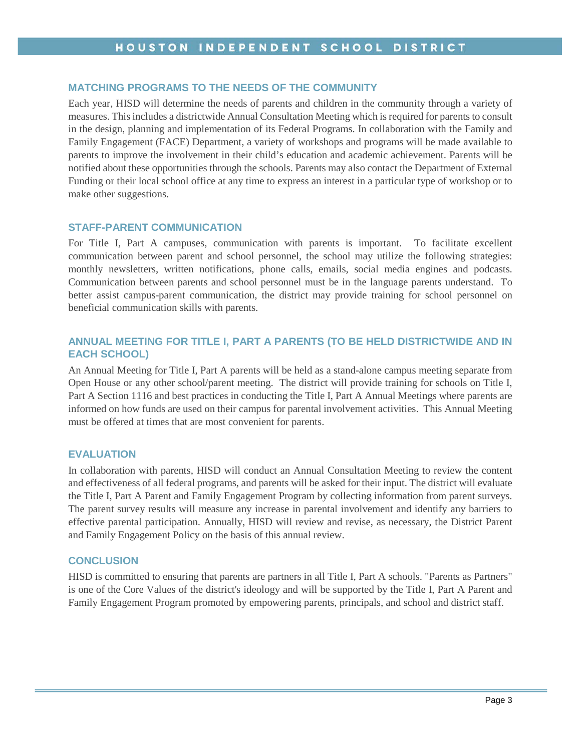## MATCHING PROGRAMS TO THE NEEDS OF THE COMMUNITY

Each year, HISD will determine the needs of parents and children in the community through a variety of measures. This includes a districtwide Annual Consultation Meeting which is required for parents to consult in the design, planning and implementation of its Federal Programs. In collaboration with the Family and Family Engagement (FACE) Department, a variety of workshops and programs will be made available to parents to improve the involvement in their child's education and academic achievement. Parents will be notified about these opportunities through the schools. Parents may also contact the Department of External Funding or their local school office at any time to express an interest in a particular type of workshop or to make other suggestions.

## STAFF-PARENT COMMUNICATION

For Title I, Part A campuses, communication with parents is important. To facilitate excellent communication between parent and school personnel, the school may utilize the following strategies: monthly newsletters, written notifications, phone calls, emails, social media engines and podcasts. Communication between parents and school personnel must be in the language parents understand. To better assist campus-parent communication, the district may provide training for school personnel on beneficial communication skills with parents.

## ANNUAL MEETING FOR TITLE I, PART A PARENTS (TO BE HELD DISTRICTWIDE AND IN EACH SCHOOL)

An Annual Meeting for Title I, Part A parents will be held as a stand-alone campus meeting separate from Open House or any other school/parent meeting. The district will provide training for schools on Title I, Part A Section 1116 and best practices in conducting the Title I, Part A Annual Meetings where parents are informed on how funds are used on their campus for parental involvement activities. This Annual Meeting must be offered at times that are most convenient for parents.

## EVALUATION

In collaboration with parents, HISD will conduct an Annual Consultation Meeting to review the content and effectiveness of all federal programs, and parents will be asked for their input. The district will evaluate the Title I, Part A Parent and Family Engagement Program by collecting information from parent surveys. The parent survey results will measure any increase in parental involvement and identify any barriers to effective parental participation. Annually, HISD will review and revise, as necessary, the District Parent and Family Engagement Policy on the basis of this annual review.

## CONCLUSION

HISD is committed to ensuring that parents are partners in all Title I, Part A schools. "Parents as Partners" is one of the Core Values of the district's ideology and will be supported by the Title I, Part A Parent and Family Engagement Program promoted by empowering parents, principals, and school and district staff.